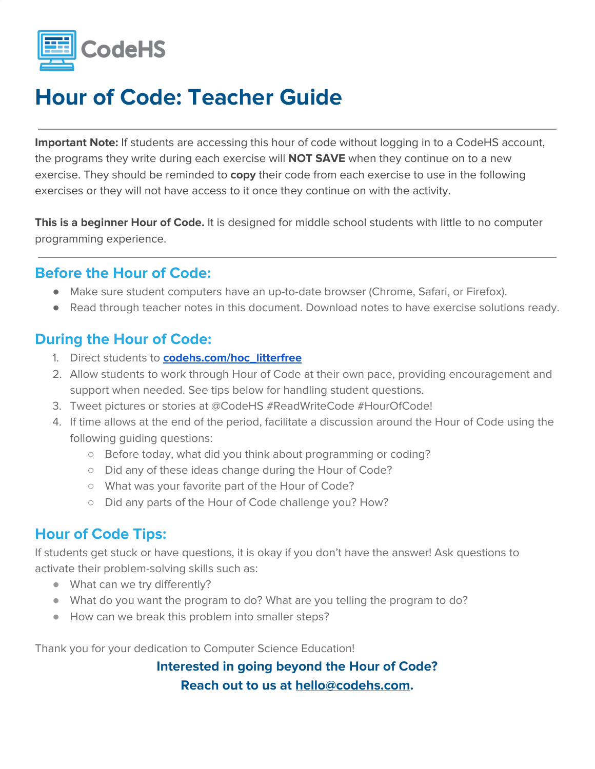CodeHS

# Hour of Code: Teacher Guide

---

**Important Note:** If students are accessing this hour of code without logging in to a CodeHS account, the programs they write during each exercise will **NOT SAVE** when they continue on to a new exercise. They should be reminded to **copy** their code from each exercise to use in the following exercises or they will not have access to it once they continue on with the activity.

**This is a beginner Hour of Code.** It is designed for middle school students with little to no computer programming experience.

---

## Before the Hour of Code:

- Make sure student computers have an up-to-date browser (Chrome, Safari, or Firefox).
- Read through teacher notes in this document. Download notes to have exercise solutions ready.

## During the Hour of Code:

1. Direct students to **codehs.com/hoc_litterfree**
2. Allow students to work through Hour of Code at their own pace, providing encouragement and support when needed. See tips below for handling student questions.
3. Tweet pictures or stories at @CodeHS #ReadWriteCode #HourOfCode!
4. If time allows at the end of the period, facilitate a discussion around the Hour of Code using the following guiding questions:
   - Before today, what did you think about programming or coding?
   - Did any of these ideas change during the Hour of Code?
   - What was your favorite part of the Hour of Code?
   - Did any parts of the Hour of Code challenge you? How?

## Hour of Code Tips:

If students get stuck or have questions, it is okay if you don't have the answer! Ask questions to activate their problem-solving skills such as:

- What can we try differently?
- What do you want the program to do? What are you telling the program to do?
- How can we break this problem into smaller steps?

Thank you for your dedication to Computer Science Education!

**Interested in going beyond the Hour of Code?**
**Reach out to us at hello@codehs.com.**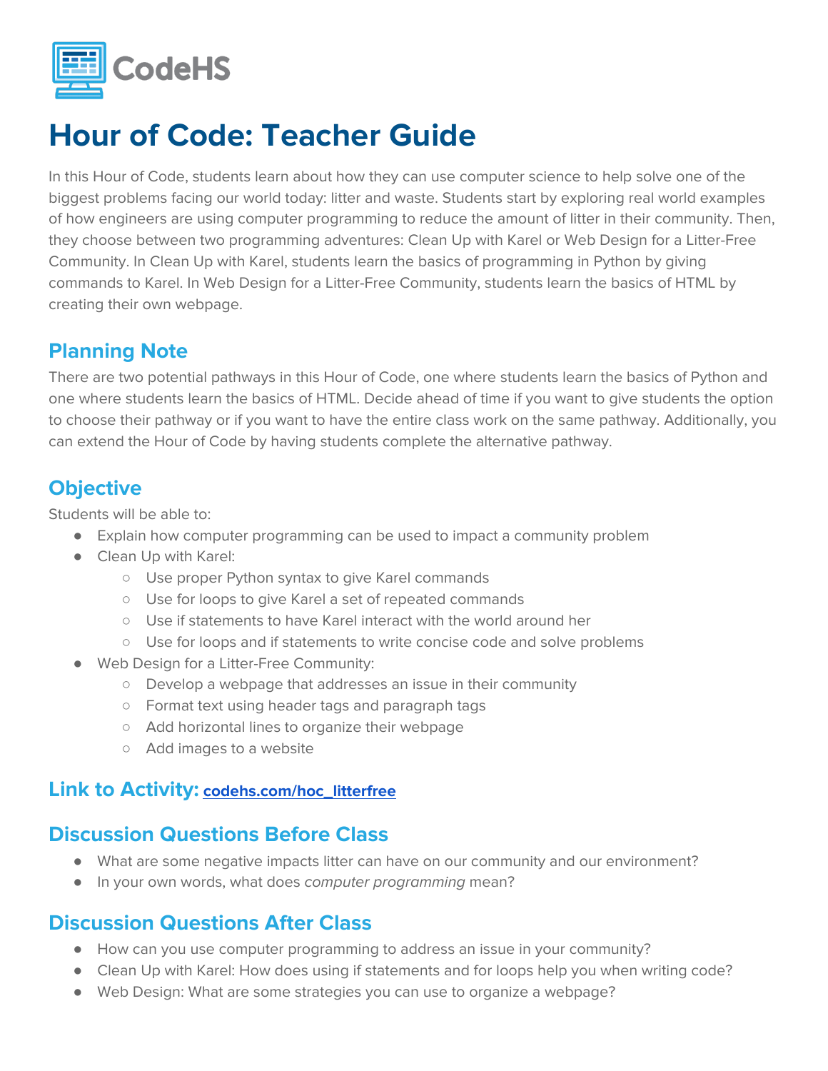# Hour of Code: Teacher Guide

In this Hour of Code, students learn about how they can use computer science to help solve one of the biggest problems facing our world today: litter and waste. Students start by exploring real world examples of how engineers are using computer programming to reduce the amount of litter in their community. Then, they choose between two programming adventures: Clean Up with Karel or Web Design for a Litter-Free Community. In Clean Up with Karel, students learn the basics of programming in Python by giving commands to Karel. In Web Design for a Litter-Free Community, students learn the basics of HTML by creating their own webpage.

## Planning Note

There are two potential pathways in this Hour of Code, one where students learn the basics of Python and one where students learn the basics of HTML. Decide ahead of time if you want to give students the option to choose their pathway or if you want to have the entire class work on the same pathway. Additionally, you can extend the Hour of Code by having students complete the alternative pathway.

## Objective

Students will be able to:

- Explain how computer programming can be used to impact a community problem
- Clean Up with Karel:
  - Use proper Python syntax to give Karel commands
  - Use for loops to give Karel a set of repeated commands
  - Use if statements to have Karel interact with the world around her
  - Use for loops and if statements to write concise code and solve problems
- Web Design for a Litter-Free Community:
  - Develop a webpage that addresses an issue in their community
  - Format text using header tags and paragraph tags
  - Add horizontal lines to organize their webpage
  - Add images to a website

## Link to Activity: [codehs.com/hoc_litterfree](https://codehs.com/hoc_litterfree)

## Discussion Questions Before Class

- What are some negative impacts litter can have on our community and our environment?
- In your own words, what does *computer programming* mean?

## Discussion Questions After Class

- How can you use computer programming to address an issue in your community?
- Clean Up with Karel: How does using if statements and for loops help you when writing code?
- Web Design: What are some strategies you can use to organize a webpage?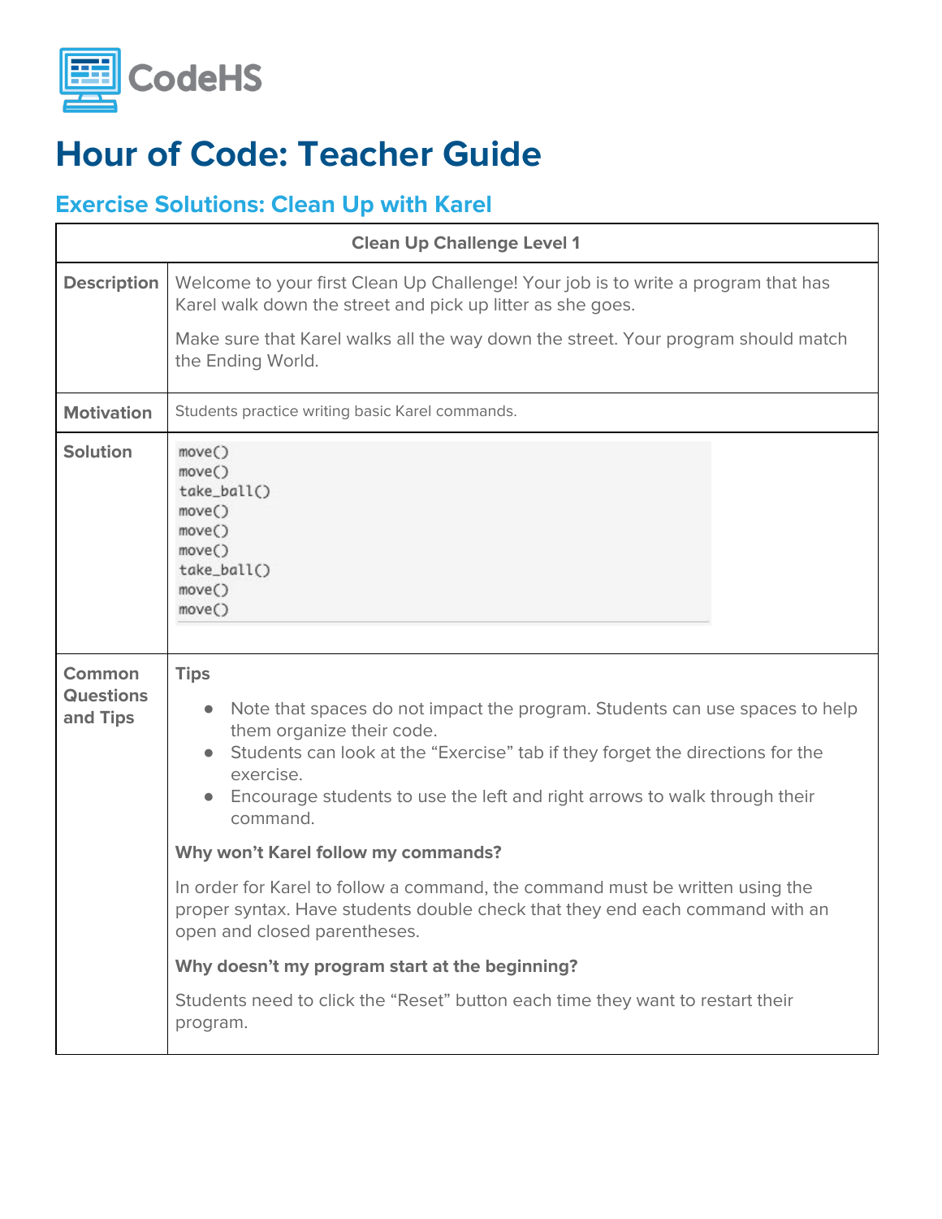# Hour of Code: Teacher Guide

## Exercise Solutions: Clean Up with Karel

**Clean Up Challenge Level 1**

**Description**

Welcome to your first Clean Up Challenge! Your job is to write a program that has Karel walk down the street and pick up litter as she goes.

Make sure that Karel walks all the way down the street. Your program should match the Ending World.

**Motivation**

Students practice writing basic Karel commands.

**Solution**

```
move()
move()
take_ball()
move()
move()
move()
take_ball()
move()
move()
```

**Common Questions and Tips**

**Tips**

- Note that spaces do not impact the program. Students can use spaces to help them organize their code.
- Students can look at the "Exercise" tab if they forget the directions for the exercise.
- Encourage students to use the left and right arrows to walk through their command.

**Why won't Karel follow my commands?**

In order for Karel to follow a command, the command must be written using the proper syntax. Have students double check that they end each command with an open and closed parentheses.

**Why doesn't my program start at the beginning?**

Students need to click the "Reset" button each time they want to restart their program.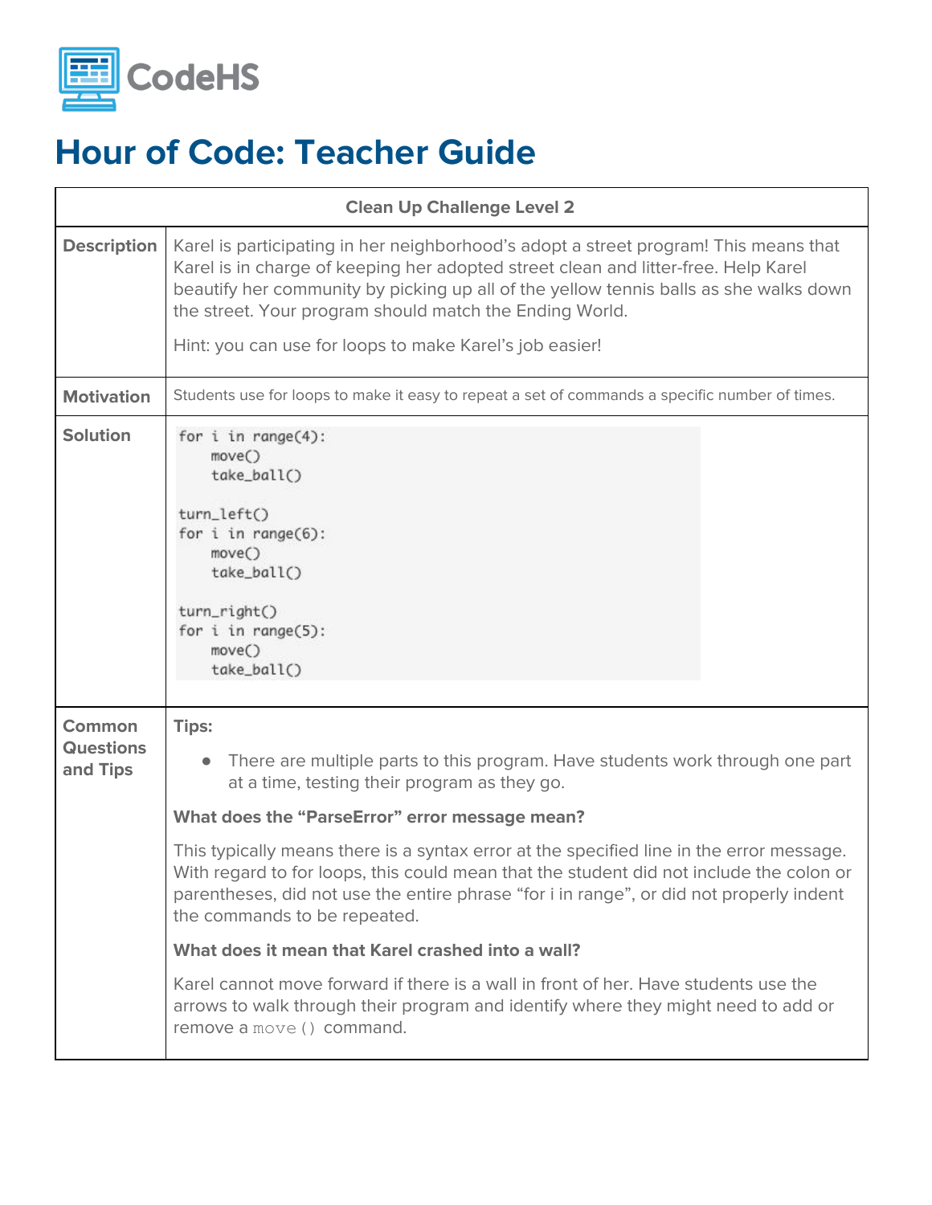# Hour of Code: Teacher Guide

| Clean Up Challenge Level 2 | |
|---|---|
| **Description** | Karel is participating in her neighborhood's adopt a street program! This means that Karel is in charge of keeping her adopted street clean and litter-free. Help Karel beautify her community by picking up all of the yellow tennis balls as she walks down the street. Your program should match the Ending World.<br><br>Hint: you can use for loops to make Karel's job easier! |
| **Motivation** | Students use for loops to make it easy to repeat a set of commands a specific number of times. |
| **Solution** | `for i in range(4):`<br>&nbsp;&nbsp;&nbsp;&nbsp;`move()`<br>&nbsp;&nbsp;&nbsp;&nbsp;`take_ball()`<br><br>`turn_left()`<br>`for i in range(6):`<br>&nbsp;&nbsp;&nbsp;&nbsp;`move()`<br>&nbsp;&nbsp;&nbsp;&nbsp;`take_ball()`<br><br>`turn_right()`<br>`for i in range(5):`<br>&nbsp;&nbsp;&nbsp;&nbsp;`move()`<br>&nbsp;&nbsp;&nbsp;&nbsp;`take_ball()` |
| **Common Questions and Tips** | **Tips:**<br>• There are multiple parts to this program. Have students work through one part at a time, testing their program as they go.<br><br>**What does the "ParseError" error message mean?**<br><br>This typically means there is a syntax error at the specified line in the error message. With regard to for loops, this could mean that the student did not include the colon or parentheses, did not use the entire phrase "for i in range", or did not properly indent the commands to be repeated.<br><br>**What does it mean that Karel crashed into a wall?**<br><br>Karel cannot move forward if there is a wall in front of her. Have students use the arrows to walk through their program and identify where they might need to add or remove a `move()` command. |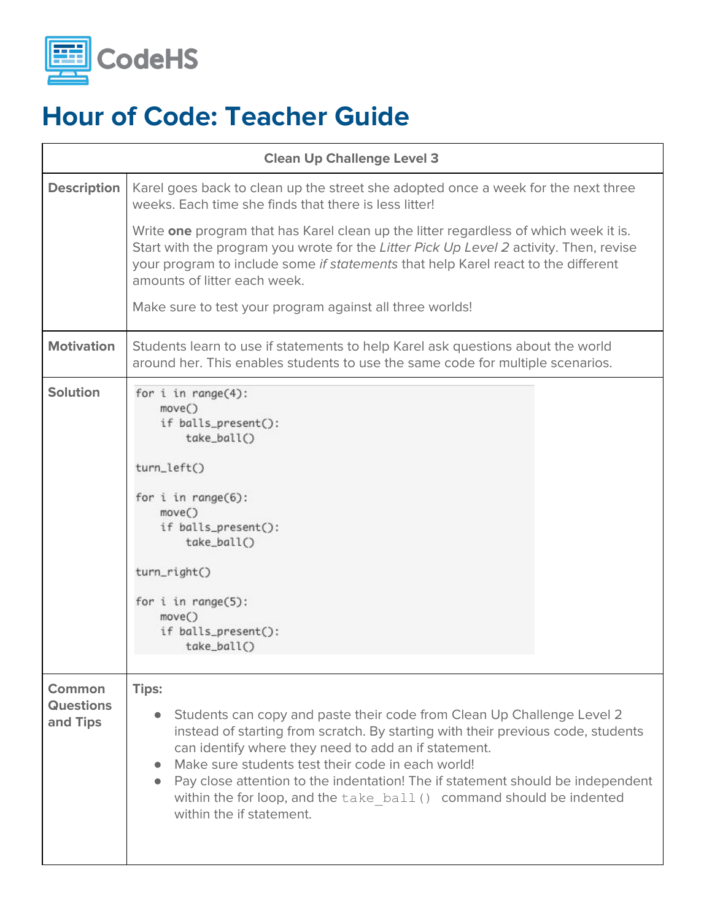CodeHS

# Hour of Code: Teacher Guide

## Clean Up Challenge Level 3

**Description**

Karel goes back to clean up the street she adopted once a week for the next three weeks. Each time she finds that there is less litter!

Write **one** program that has Karel clean up the litter regardless of which week it is. Start with the program you wrote for the *Litter Pick Up Level 2* activity. Then, revise your program to include some *if statements* that help Karel react to the different amounts of litter each week.

Make sure to test your program against all three worlds!

**Motivation**

Students learn to use if statements to help Karel ask questions about the world around her. This enables students to use the same code for multiple scenarios.

**Solution**

```
for i in range(4):
    move()
    if balls_present():
        take_ball()

turn_left()

for i in range(6):
    move()
    if balls_present():
        take_ball()

turn_right()

for i in range(5):
    move()
    if balls_present():
        take_ball()
```

**Common Questions and Tips**

**Tips:**

- Students can copy and paste their code from Clean Up Challenge Level 2 instead of starting from scratch. By starting with their previous code, students can identify where they need to add an if statement.
- Make sure students test their code in each world!
- Pay close attention to the indentation! The if statement should be independent within the for loop, and the `take_ball()` command should be indented within the if statement.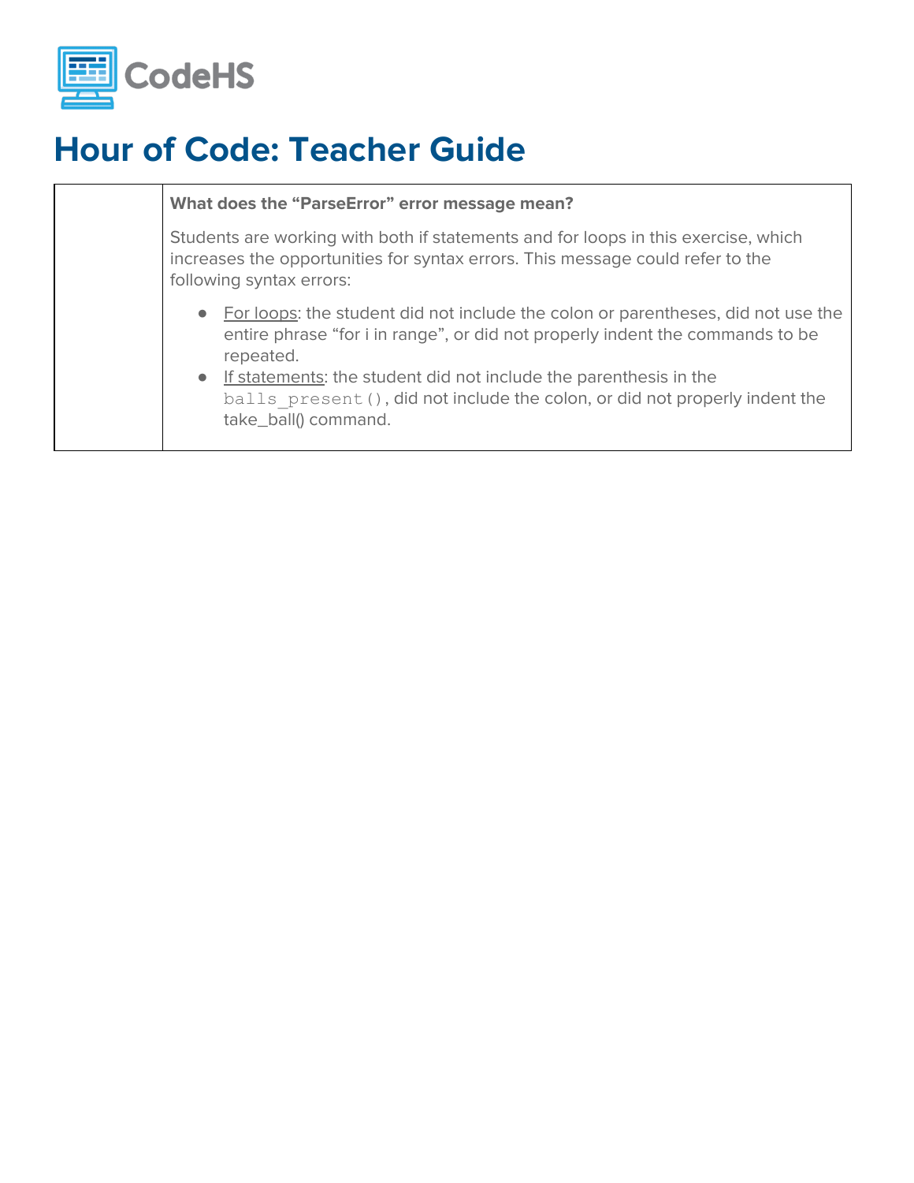# Hour of Code: Teacher Guide

| | **What does the "ParseError" error message mean?**<br><br>Students are working with both if statements and for loops in this exercise, which increases the opportunities for syntax errors. This message could refer to the following syntax errors:<br><br>• For loops: the student did not include the colon or parentheses, did not use the entire phrase "for i in range", or did not properly indent the commands to be repeated.<br>• If statements: the student did not include the parenthesis in the `balls_present()`, did not include the colon, or did not properly indent the take_ball() command. |
|---|---|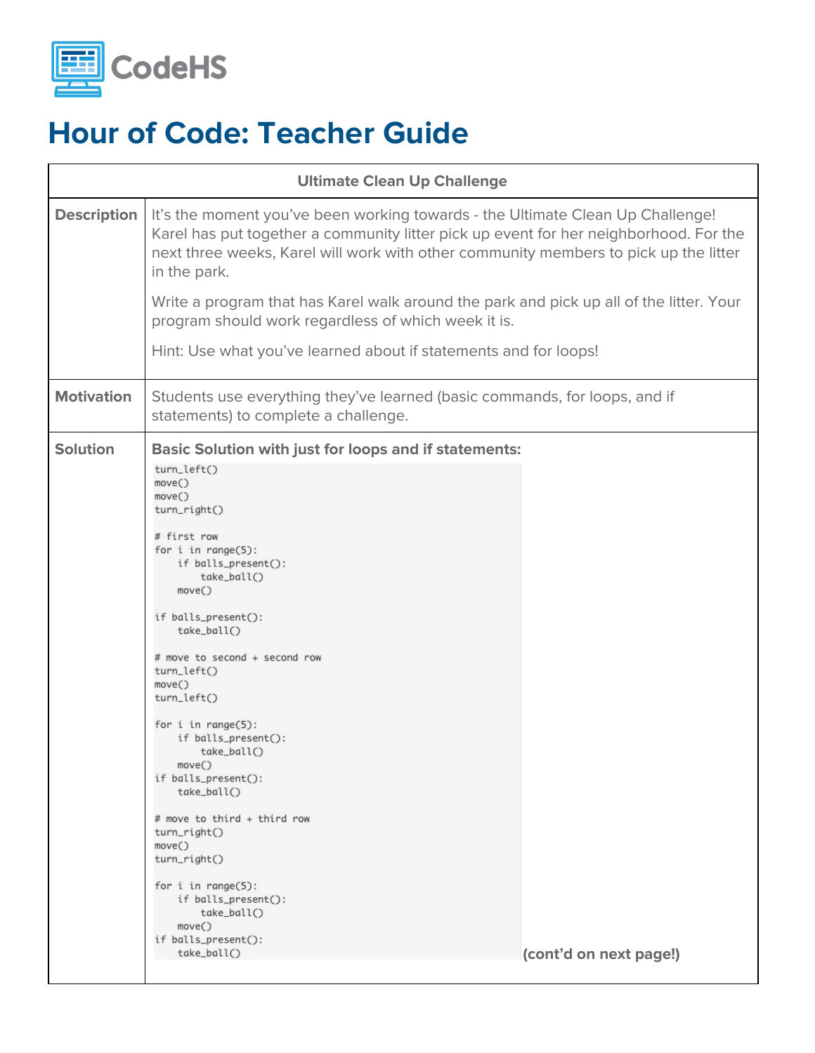# Hour of Code: Teacher Guide

| Ultimate Clean Up Challenge | |
|---|---|
| **Description** | It's the moment you've been working towards - the Ultimate Clean Up Challenge! Karel has put together a community litter pick up event for her neighborhood. For the next three weeks, Karel will work with other community members to pick up the litter in the park.<br><br>Write a program that has Karel walk around the park and pick up all of the litter. Your program should work regardless of which week it is.<br><br>Hint: Use what you've learned about if statements and for loops! |
| **Motivation** | Students use everything they've learned (basic commands, for loops, and if statements) to complete a challenge. |
| **Solution** | **Basic Solution with just for loops and if statements:** (see code below) **(cont'd on next page!)** |

```
turn_left()
move()
move()
turn_right()

# first row
for i in range(5):
    if balls_present():
        take_ball()
    move()

if balls_present():
    take_ball()

# move to second + second row
turn_left()
move()
turn_left()

for i in range(5):
    if balls_present():
        take_ball()
    move()
if balls_present():
    take_ball()

# move to third + third row
turn_right()
move()
turn_right()

for i in range(5):
    if balls_present():
        take_ball()
    move()
if balls_present():
    take_ball()
```

**(cont'd on next page!)**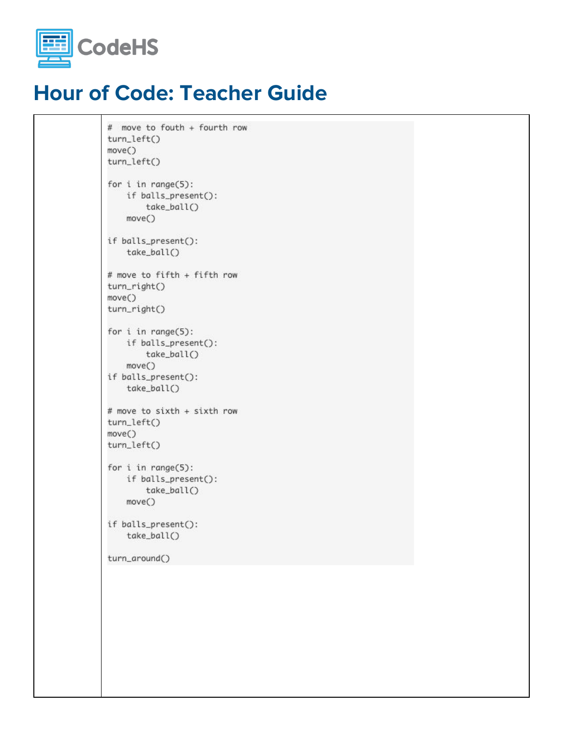# Hour of Code: Teacher Guide

```
#  move to fouth + fourth row
turn_left()
move()
turn_left()

for i in range(5):
    if balls_present():
        take_ball()
    move()

if balls_present():
    take_ball()

# move to fifth + fifth row
turn_right()
move()
turn_right()

for i in range(5):
    if balls_present():
        take_ball()
    move()
if balls_present():
    take_ball()

# move to sixth + sixth row
turn_left()
move()
turn_left()

for i in range(5):
    if balls_present():
        take_ball()
    move()

if balls_present():
    take_ball()

turn_around()
```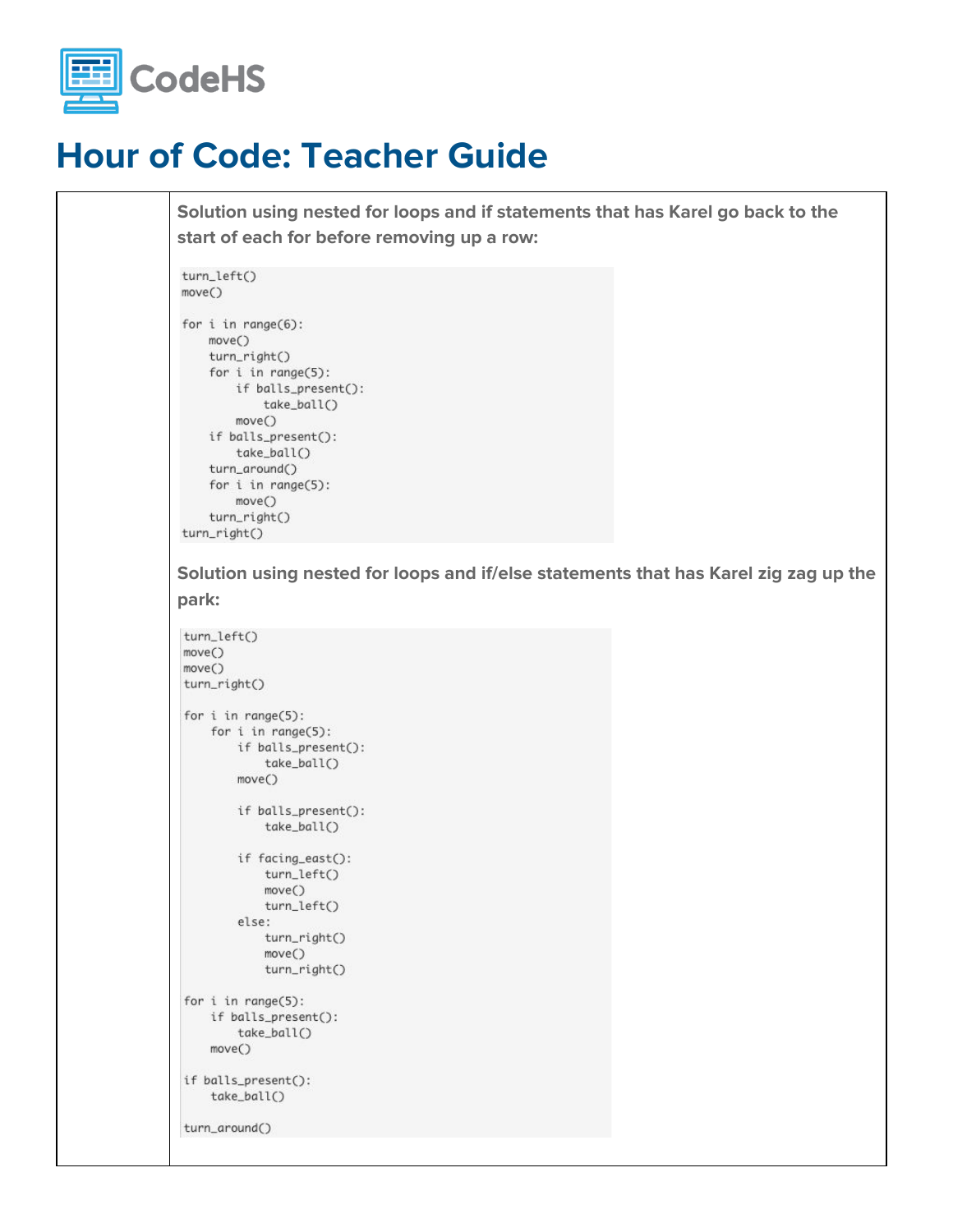# Hour of Code: Teacher Guide

| | |
|---|---|
| | **Solution using nested for loops and if statements that has Karel go back to the start of each for before removing up a row:** |

```
turn_left()
move()

for i in range(6):
    move()
    turn_right()
    for i in range(5):
        if balls_present():
            take_ball()
        move()
    if balls_present():
        take_ball()
    turn_around()
    for i in range(5):
        move()
    turn_right()
turn_right()
```

**Solution using nested for loops and if/else statements that has Karel zig zag up the park:**

```
turn_left()
move()
move()
turn_right()

for i in range(5):
    for i in range(5):
        if balls_present():
            take_ball()
        move()

        if balls_present():
            take_ball()

        if facing_east():
            turn_left()
            move()
            turn_left()
        else:
            turn_right()
            move()
            turn_right()

for i in range(5):
    if balls_present():
        take_ball()
    move()

if balls_present():
    take_ball()

turn_around()
```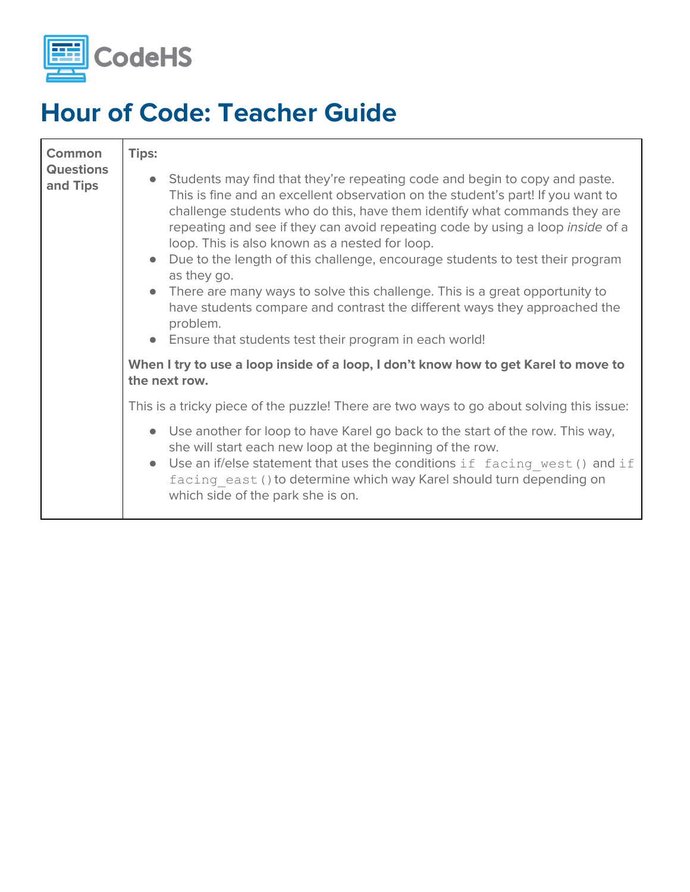CodeHS

# Hour of Code: Teacher Guide

| Common Questions and Tips | **Tips:**<br><br>• Students may find that they're repeating code and begin to copy and paste. This is fine and an excellent observation on the student's part! If you want to challenge students who do this, have them identify what commands they are repeating and see if they can avoid repeating code by using a loop *inside* of a loop. This is also known as a nested for loop.<br>• Due to the length of this challenge, encourage students to test their program as they go.<br>• There are many ways to solve this challenge. This is a great opportunity to have students compare and contrast the different ways they approached the problem.<br>• Ensure that students test their program in each world!<br><br>**When I try to use a loop inside of a loop, I don't know how to get Karel to move to the next row.**<br><br>This is a tricky piece of the puzzle! There are two ways to go about solving this issue:<br><br>• Use another for loop to have Karel go back to the start of the row. This way, she will start each new loop at the beginning of the row.<br>• Use an if/else statement that uses the conditions `if facing_west()` and `if facing_east()` to determine which way Karel should turn depending on which side of the park she is on. |
|---|---|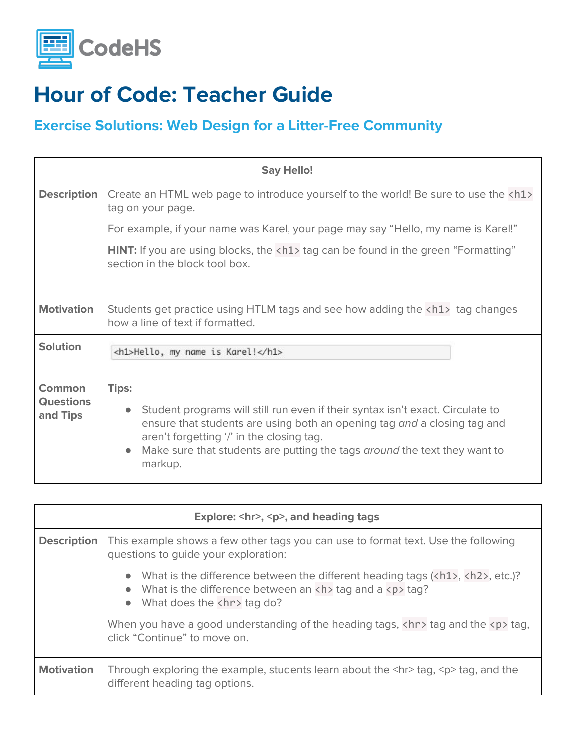# Hour of Code: Teacher Guide

## Exercise Solutions: Web Design for a Litter-Free Community

| Say Hello! | |
|---|---|
| **Description** | Create an HTML web page to introduce yourself to the world! Be sure to use the `<h1>` tag on your page.<br><br>For example, if your name was Karel, your page may say "Hello, my name is Karel!"<br><br>**HINT:** If you are using blocks, the `<h1>` tag can be found in the green "Formatting" section in the block tool box. |
| **Motivation** | Students get practice using HTLM tags and see how adding the `<h1>` tag changes how a line of text if formatted. |
| **Solution** | `<h1>Hello, my name is Karel!</h1>` |
| **Common Questions and Tips** | **Tips:**<br>• Student programs will still run even if their syntax isn't exact. Circulate to ensure that students are using both an opening tag *and* a closing tag and aren't forgetting '/' in the closing tag.<br>• Make sure that students are putting the tags *around* the text they want to markup. |

| Explore: <hr>, <p>, and heading tags | |
|---|---|
| **Description** | This example shows a few other tags you can use to format text. Use the following questions to guide your exploration:<br>• What is the difference between the different heading tags (`<h1>`, `<h2>`, etc.)?<br>• What is the difference between an `<h>` tag and a `<p>` tag?<br>• What does the `<hr>` tag do?<br><br>When you have a good understanding of the heading tags, `<hr>` tag and the `<p>` tag, click "Continue" to move on. |
| **Motivation** | Through exploring the example, students learn about the <hr> tag, <p> tag, and the different heading tag options. |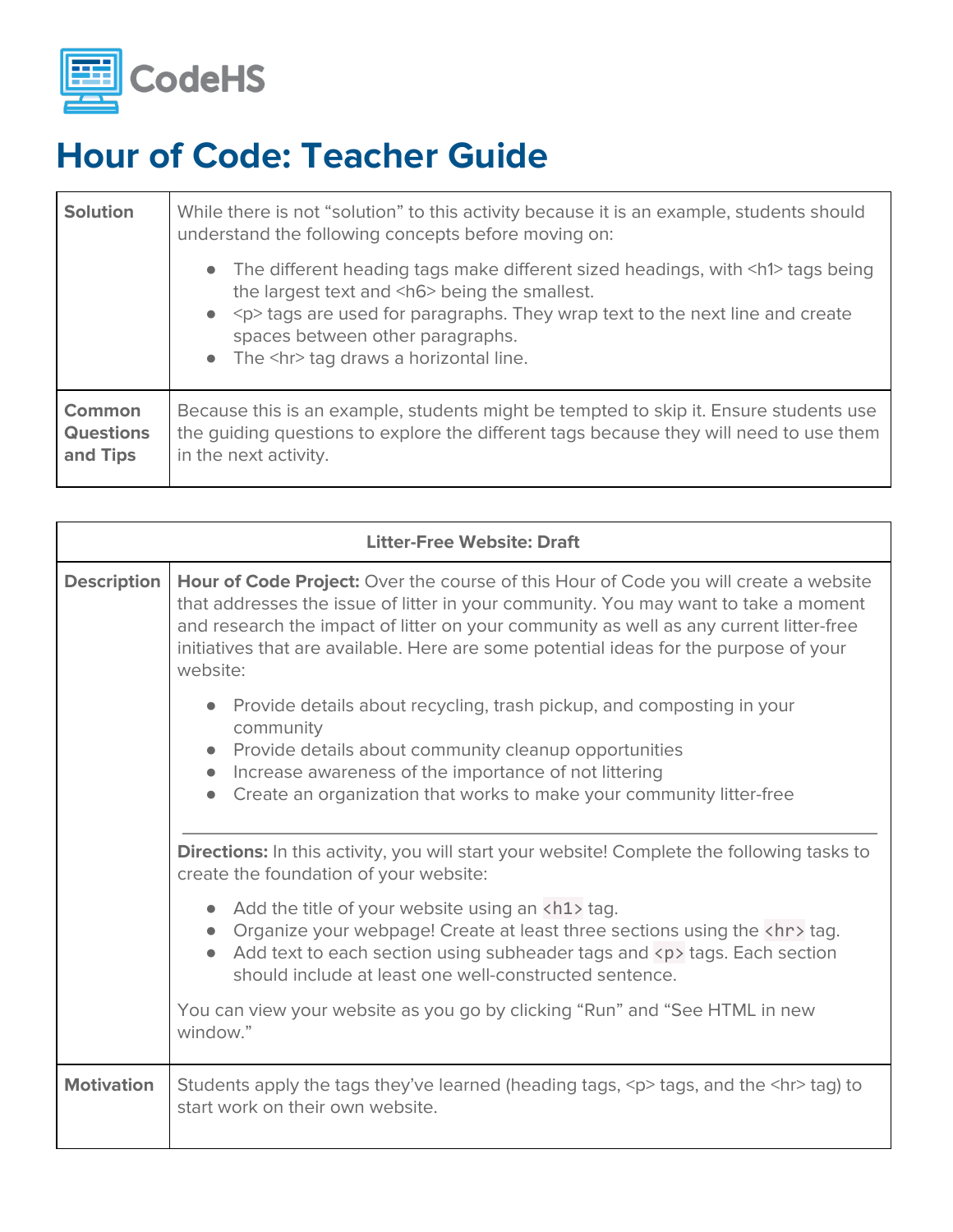# Hour of Code: Teacher Guide

| | |
|---|---|
| **Solution** | While there is not "solution" to this activity because it is an example, students should understand the following concepts before moving on:<br>• The different heading tags make different sized headings, with <h1> tags being the largest text and <h6> being the smallest.<br>• <p> tags are used for paragraphs. They wrap text to the next line and create spaces between other paragraphs.<br>• The <hr> tag draws a horizontal line. |
| **Common Questions and Tips** | Because this is an example, students might be tempted to skip it. Ensure students use the guiding questions to explore the different tags because they will need to use them in the next activity. |

| **Litter-Free Website: Draft** | |
|---|---|
| **Description** | **Hour of Code Project:** Over the course of this Hour of Code you will create a website that addresses the issue of litter in your community. You may want to take a moment and research the impact of litter on your community as well as any current litter-free initiatives that are available. Here are some potential ideas for the purpose of your website:<br>• Provide details about recycling, trash pickup, and composting in your community<br>• Provide details about community cleanup opportunities<br>• Increase awareness of the importance of not littering<br>• Create an organization that works to make your community litter-free<br>---<br>**Directions:** In this activity, you will start your website! Complete the following tasks to create the foundation of your website:<br>• Add the title of your website using an `<h1>` tag.<br>• Organize your webpage! Create at least three sections using the `<hr>` tag.<br>• Add text to each section using subheader tags and `<p>` tags. Each section should include at least one well-constructed sentence.<br><br>You can view your website as you go by clicking "Run" and "See HTML in new window." |
| **Motivation** | Students apply the tags they've learned (heading tags, <p> tags, and the <hr> tag) to start work on their own website. |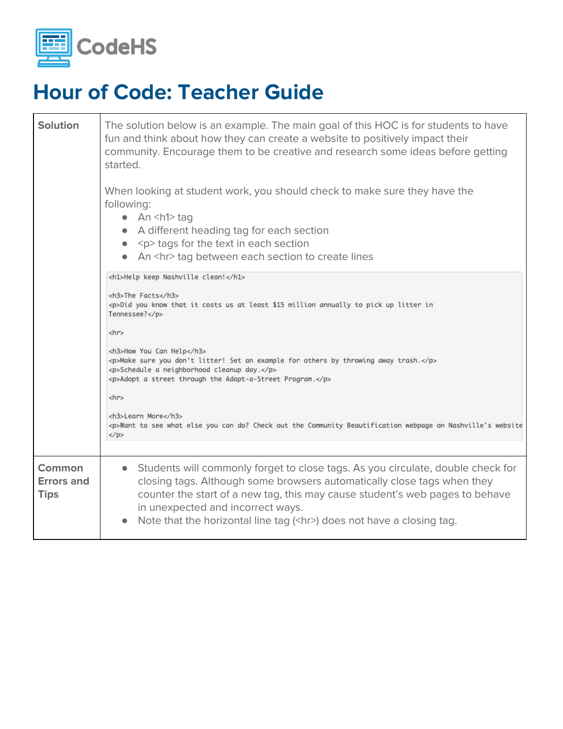# Hour of Code: Teacher Guide

<table>
<tr>
<td><strong>Solution</strong></td>
<td>
The solution below is an example. The main goal of this HOC is for students to have fun and think about how they can create a website to positively impact their community. Encourage them to be creative and research some ideas before getting started.
<br><br>
When looking at student work, you should check to make sure they have the following:
<ul>
<li>An &lt;h1&gt; tag</li>
<li>A different heading tag for each section</li>
<li>&lt;p&gt; tags for the text in each section</li>
<li>An &lt;hr&gt; tag between each section to create lines</li>
</ul>
<pre><code>&lt;h1&gt;Help keep Nashville clean!&lt;/h1&gt;

&lt;h3&gt;The Facts&lt;/h3&gt;
&lt;p&gt;Did you know that it costs us at least $15 million annually to pick up litter in
Tennessee?&lt;/p&gt;

&lt;hr&gt;

&lt;h3&gt;How You Can Help&lt;/h3&gt;
&lt;p&gt;Make sure you don't litter! Set an example for others by throwing away trash.&lt;/p&gt;
&lt;p&gt;Schedule a neighborhood cleanup day.&lt;/p&gt;
&lt;p&gt;Adopt a street through the Adopt-a-Street Program.&lt;/p&gt;

&lt;hr&gt;

&lt;h3&gt;Learn More&lt;/h3&gt;
&lt;p&gt;Want to see what else you can do? Check out the Community Beautification webpage on Nashville's website
&lt;/p&gt;</code></pre>
</td>
</tr>
<tr>
<td><strong>Common Errors and Tips</strong></td>
<td>
<ul>
<li>Students will commonly forget to close tags. As you circulate, double check for closing tags. Although some browsers automatically close tags when they counter the start of a new tag, this may cause student's web pages to behave in unexpected and incorrect ways.</li>
<li>Note that the horizontal line tag (&lt;hr&gt;) does not have a closing tag.</li>
</ul>
</td>
</tr>
</table>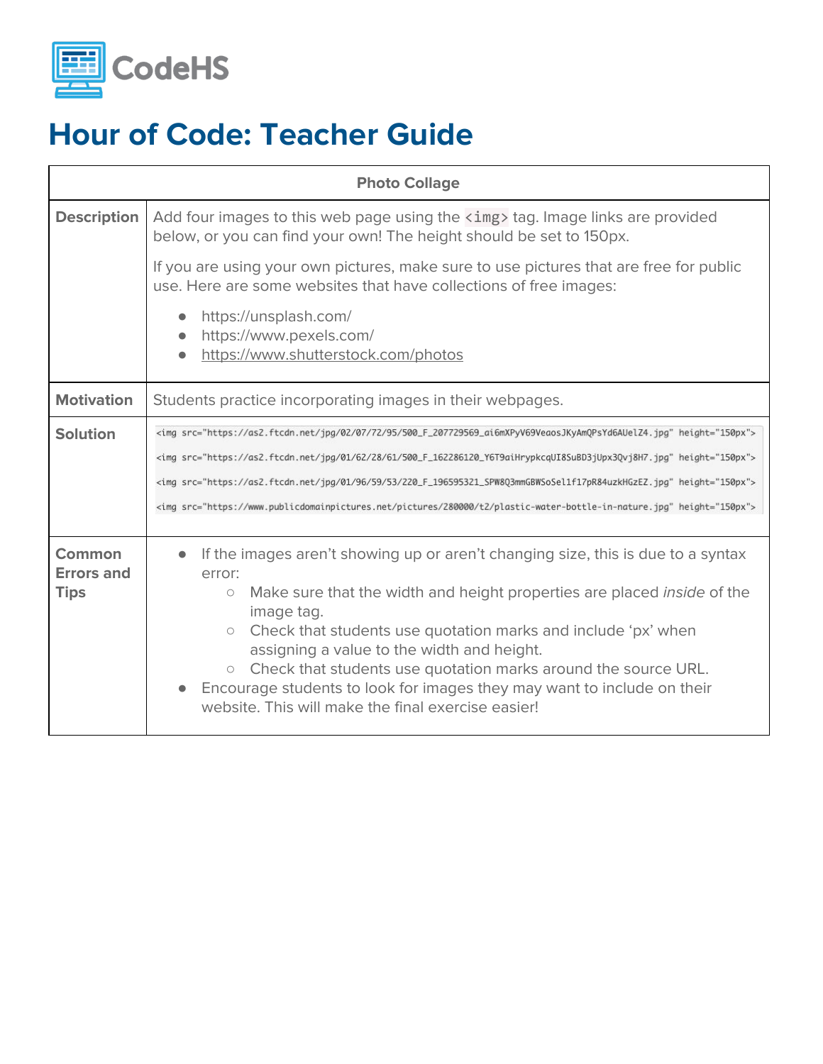# Hour of Code: Teacher Guide

| Photo Collage | |
|---|---|
| **Description** | Add four images to this web page using the `<img>` tag. Image links are provided below, or you can find your own! The height should be set to 150px.<br><br>If you are using your own pictures, make sure to use pictures that are free for public use. Here are some websites that have collections of free images:<br><br>• https://unsplash.com/<br>• https://www.pexels.com/<br>• https://www.shutterstock.com/photos |
| **Motivation** | Students practice incorporating images in their webpages. |
| **Solution** | `<img src="https://as2.ftcdn.net/jpg/02/07/72/95/500_F_207729569_ai6mXPyV69VeaosJKyAmQPsYd6AUelZ4.jpg" height="150px">`<br><br>`<img src="https://as2.ftcdn.net/jpg/01/62/28/61/500_F_162286120_Y6T9aiHrypkcqUI8SuBD3jUpx3Qvj8H7.jpg" height="150px">`<br><br>`<img src="https://as2.ftcdn.net/jpg/01/96/59/53/220_F_196595321_SPW8Q3mmGBWSoSel1f17pR84uzkHGzEZ.jpg" height="150px">`<br><br>`<img src="https://www.publicdomainpictures.net/pictures/280000/t2/plastic-water-bottle-in-nature.jpg" height="150px">` |
| **Common Errors and Tips** | • If the images aren't showing up or aren't changing size, this is due to a syntax error:<br>&nbsp;&nbsp;&nbsp;&nbsp;○ Make sure that the width and height properties are placed *inside* of the image tag.<br>&nbsp;&nbsp;&nbsp;&nbsp;○ Check that students use quotation marks and include 'px' when assigning a value to the width and height.<br>&nbsp;&nbsp;&nbsp;&nbsp;○ Check that students use quotation marks around the source URL.<br>• Encourage students to look for images they may want to include on their website. This will make the final exercise easier! |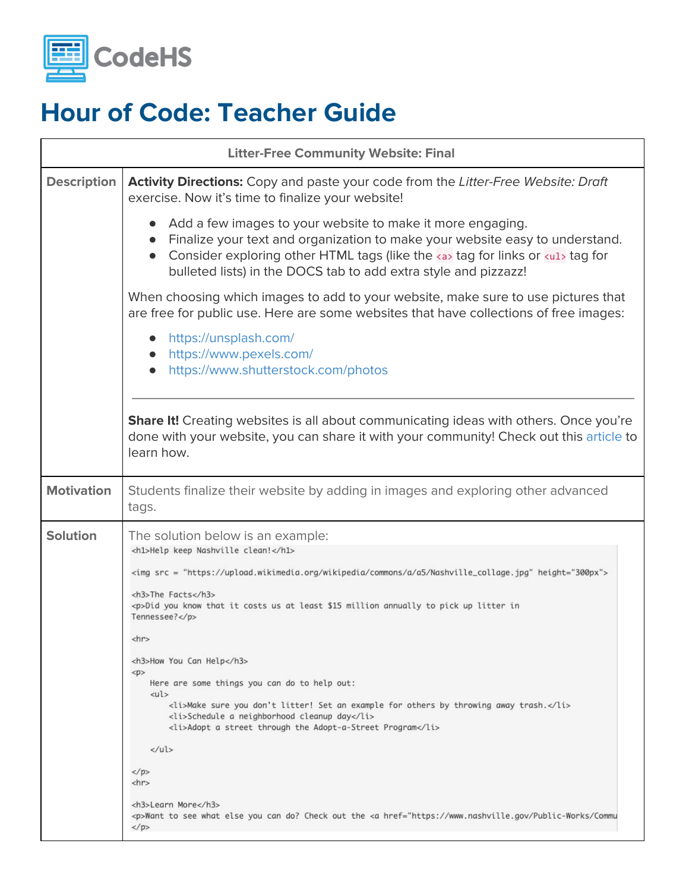# Hour of Code: Teacher Guide

| Litter-Free Community Website: Final | |
|---|---|
| **Description** | **Activity Directions:** Copy and paste your code from the *Litter-Free Website: Draft* exercise. Now it's time to finalize your website!<br><br>• Add a few images to your website to make it more engaging.<br>• Finalize your text and organization to make your website easy to understand.<br>• Consider exploring other HTML tags (like the `<a>` tag for links or `<ul>` tag for bulleted lists) in the DOCS tab to add extra style and pizzazz!<br><br>When choosing which images to add to your website, make sure to use pictures that are free for public use. Here are some websites that have collections of free images:<br><br>• https://unsplash.com/<br>• https://www.pexels.com/<br>• https://www.shutterstock.com/photos<br><br>---<br><br>**Share It!** Creating websites is all about communicating ideas with others. Once you're done with your website, you can share it with your community! Check out this article to learn how. |
| **Motivation** | Students finalize their website by adding in images and exploring other advanced tags. |
| **Solution** | The solution below is an example: (see code below) |

```html
<h1>Help keep Nashville clean!</h1>

<img src = "https://upload.wikimedia.org/wikipedia/commons/a/a5/Nashville_collage.jpg" height="300px">

<h3>The Facts</h3>
<p>Did you know that it costs us at least $15 million annually to pick up litter in
Tennessee?</p>

<hr>

<h3>How You Can Help</h3>
<p>
    Here are some things you can do to help out:
    <ul>
        <li>Make sure you don't litter! Set an example for others by throwing away trash.</li>
        <li>Schedule a neighborhood cleanup day</li>
        <li>Adopt a street through the Adopt-a-Street Program</li>

    </ul>

</p>
<hr>

<h3>Learn More</h3>
<p>Want to see what else you can do? Check out the <a href="https://www.nashville.gov/Public-Works/Commu
</p>
```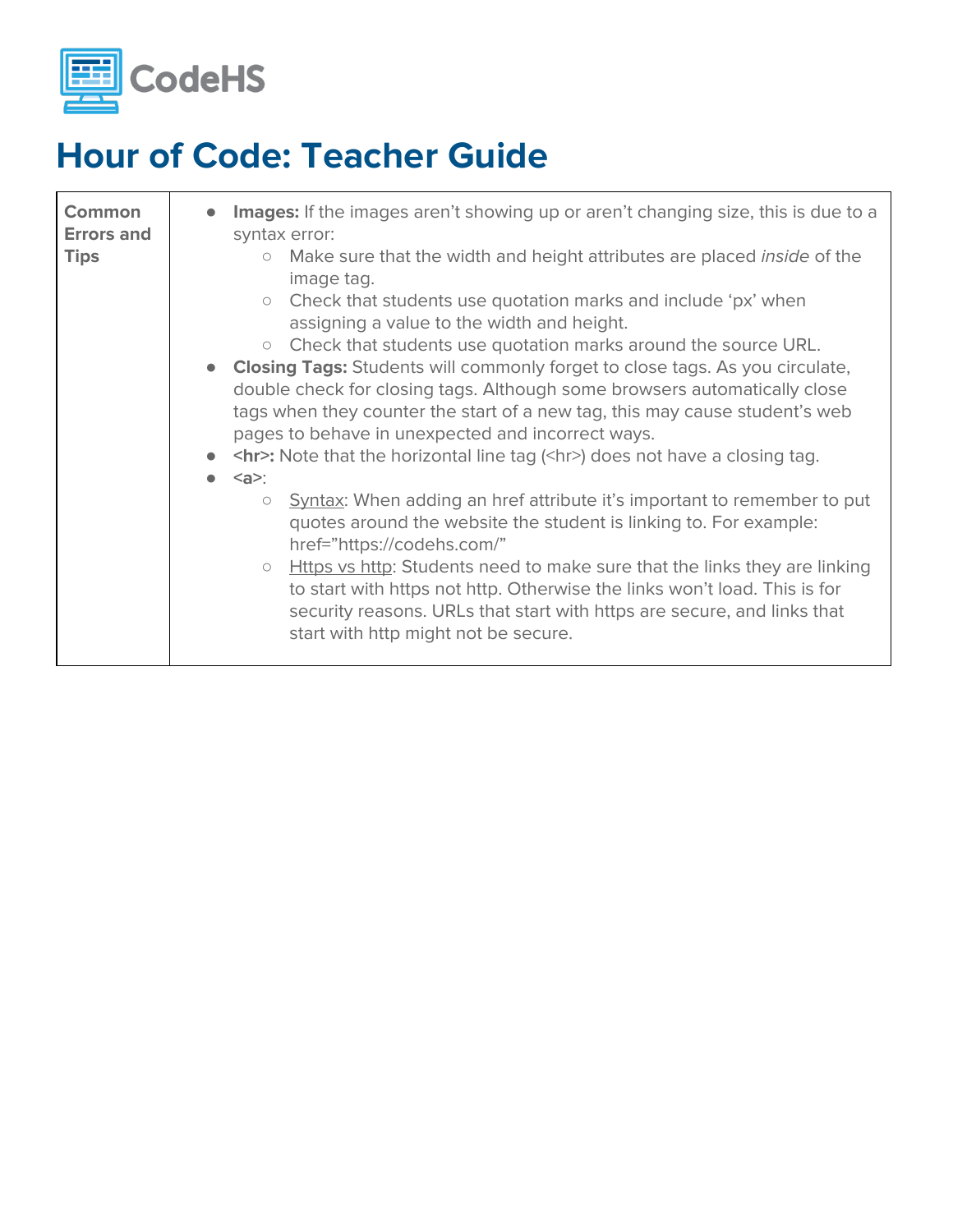# Hour of Code: Teacher Guide

| | |
|---|---|
| **Common Errors and Tips** | • **Images:** If the images aren't showing up or aren't changing size, this is due to a syntax error:<br>○ Make sure that the width and height attributes are placed *inside* of the image tag.<br>○ Check that students use quotation marks and include 'px' when assigning a value to the width and height.<br>○ Check that students use quotation marks around the source URL.<br>• **Closing Tags:** Students will commonly forget to close tags. As you circulate, double check for closing tags. Although some browsers automatically close tags when they counter the start of a new tag, this may cause student's web pages to behave in unexpected and incorrect ways.<br>• **<hr>:** Note that the horizontal line tag (<hr>) does not have a closing tag.<br>• **<a>**:<br>○ Syntax: When adding an href attribute it's important to remember to put quotes around the website the student is linking to. For example: href="https://codehs.com/"<br>○ Https vs http: Students need to make sure that the links they are linking to start with https not http. Otherwise the links won't load. This is for security reasons. URLs that start with https are secure, and links that start with http might not be secure. |